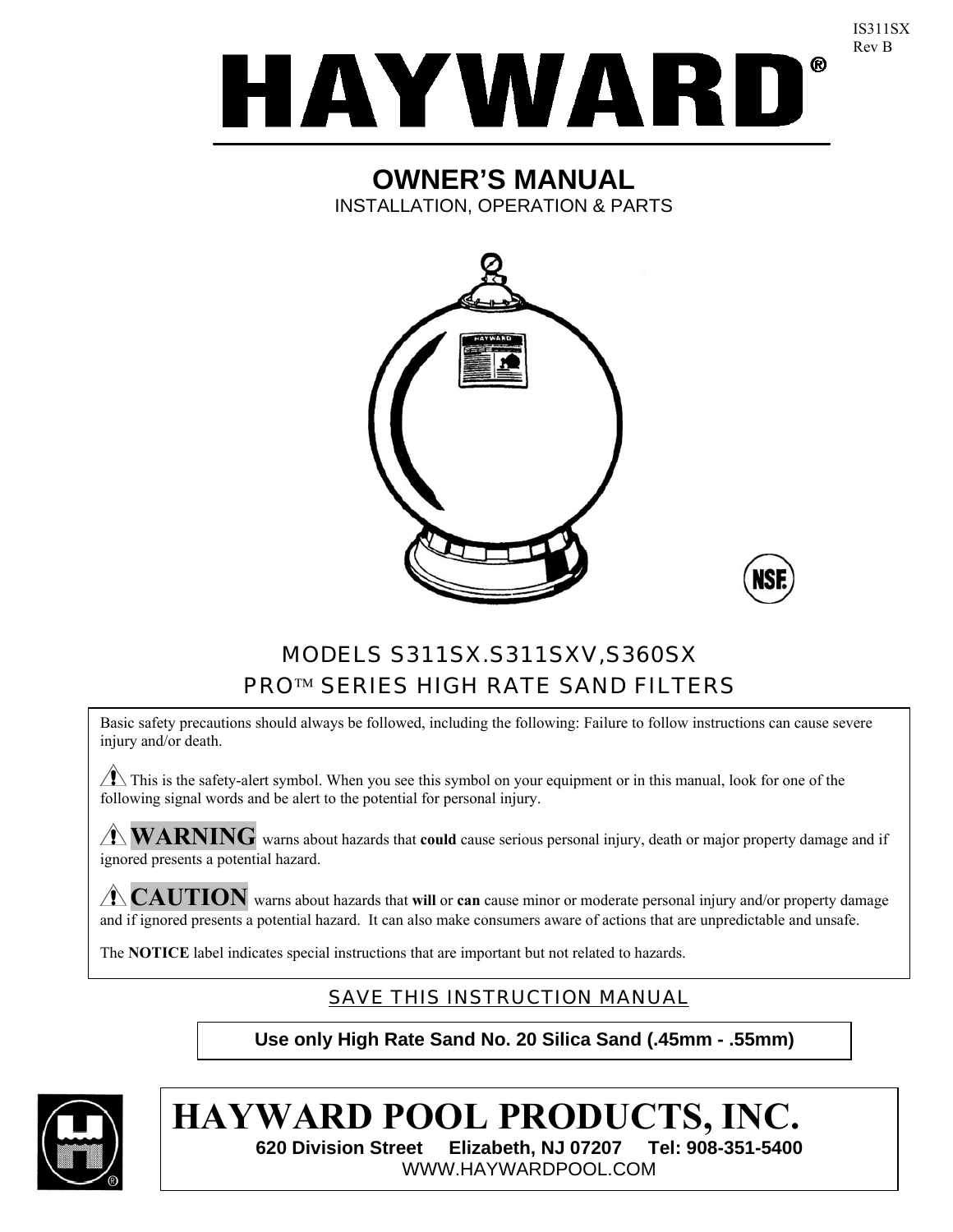IS311SX
Rev B

# HAYWARD®

## OWNER'S MANUAL

INSTALLATION, OPERATION & PARTS

## MODELS S311SX.S311SXV,S360SX
## PRO™ SERIES HIGH RATE SAND FILTERS

Basic safety precautions should always be followed, including the following: Failure to follow instructions can cause severe injury and/or death.

⚠ This is the safety-alert symbol. When you see this symbol on your equipment or in this manual, look for one of the following signal words and be alert to the potential for personal injury.

⚠ **WARNING** warns about hazards that **could** cause serious personal injury, death or major property damage and if ignored presents a potential hazard.

⚠ **CAUTION** warns about hazards that **will** or **can** cause minor or moderate personal injury and/or property damage and if ignored presents a potential hazard. It can also make consumers aware of actions that are unpredictable and unsafe.

The **NOTICE** label indicates special instructions that are important but not related to hazards.

SAVE THIS INSTRUCTION MANUAL

**Use only High Rate Sand No. 20 Silica Sand (.45mm - .55mm)**

**HAYWARD POOL PRODUCTS, INC.**

**620 Division Street Elizabeth, NJ 07207 Tel: 908-351-5400**

WWW.HAYWARDPOOL.COM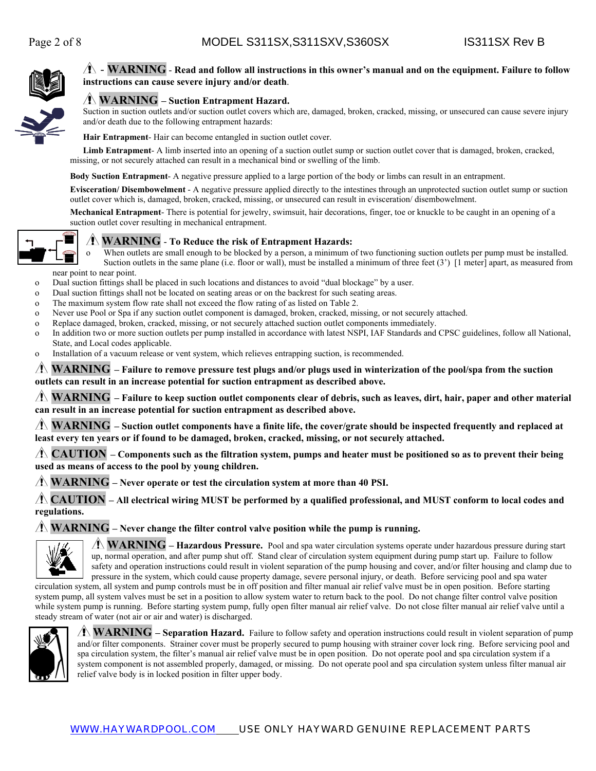⚠ - **WARNING - Read and follow all instructions in this owner's manual and on the equipment. Failure to follow instructions can cause severe injury and/or death**.

⚠ **WARNING – Suction Entrapment Hazard.**
Suction in suction outlets and/or suction outlet covers which are, damaged, broken, cracked, missing, or unsecured can cause severe injury and/or death due to the following entrapment hazards:

**Hair Entrapment**- Hair can become entangled in suction outlet cover.

**Limb Entrapment**- A limb inserted into an opening of a suction outlet sump or suction outlet cover that is damaged, broken, cracked, missing, or not securely attached can result in a mechanical bind or swelling of the limb.

**Body Suction Entrapment**- A negative pressure applied to a large portion of the body or limbs can result in an entrapment.

**Evisceration/ Disembowelment** - A negative pressure applied directly to the intestines through an unprotected suction outlet sump or suction outlet cover which is, damaged, broken, cracked, missing, or unsecured can result in evisceration/ disembowelment.

**Mechanical Entrapment**- There is potential for jewelry, swimsuit, hair decorations, finger, toe or knuckle to be caught in an opening of a suction outlet cover resulting in mechanical entrapment.

⚠ **WARNING - To Reduce the risk of Entrapment Hazards:**

- When outlets are small enough to be blocked by a person, a minimum of two functioning suction outlets per pump must be installed. Suction outlets in the same plane (i.e. floor or wall), must be installed a minimum of three feet (3') [1 meter] apart, as measured from near point to near point.
- Dual suction fittings shall be placed in such locations and distances to avoid "dual blockage" by a user.
- Dual suction fittings shall not be located on seating areas or on the backrest for such seating areas.
- The maximum system flow rate shall not exceed the flow rating of as listed on Table 2.
- Never use Pool or Spa if any suction outlet component is damaged, broken, cracked, missing, or not securely attached.
- Replace damaged, broken, cracked, missing, or not securely attached suction outlet components immediately.
- In addition two or more suction outlets per pump installed in accordance with latest NSPI, IAF Standards and CPSC guidelines, follow all National, State, and Local codes applicable.
- Installation of a vacuum release or vent system, which relieves entrapping suction, is recommended.

⚠ **WARNING – Failure to remove pressure test plugs and/or plugs used in winterization of the pool/spa from the suction outlets can result in an increase potential for suction entrapment as described above.**

⚠ **WARNING – Failure to keep suction outlet components clear of debris, such as leaves, dirt, hair, paper and other material can result in an increase potential for suction entrapment as described above.**

⚠ **WARNING – Suction outlet components have a finite life, the cover/grate should be inspected frequently and replaced at least every ten years or if found to be damaged, broken, cracked, missing, or not securely attached.**

⚠ **CAUTION – Components such as the filtration system, pumps and heater must be positioned so as to prevent their being used as means of access to the pool by young children.**

⚠ **WARNING – Never operate or test the circulation system at more than 40 PSI.**

⚠ **CAUTION – All electrical wiring MUST be performed by a qualified professional, and MUST conform to local codes and regulations.**

⚠ **WARNING – Never change the filter control valve position while the pump is running.**

⚠ **WARNING – Hazardous Pressure.** Pool and spa water circulation systems operate under hazardous pressure during start up, normal operation, and after pump shut off. Stand clear of circulation system equipment during pump start up. Failure to follow safety and operation instructions could result in violent separation of the pump housing and cover, and/or filter housing and clamp due to pressure in the system, which could cause property damage, severe personal injury, or death. Before servicing pool and spa water circulation system, all system and pump controls must be in off position and filter manual air relief valve must be in open position. Before starting system pump, all system valves must be set in a position to allow system water to return back to the pool. Do not change filter control valve position while system pump is running. Before starting system pump, fully open filter manual air relief valve. Do not close filter manual air relief valve until a steady stream of water (not air or air and water) is discharged.

⚠ **WARNING – Separation Hazard.** Failure to follow safety and operation instructions could result in violent separation of pump and/or filter components. Strainer cover must be properly secured to pump housing with strainer cover lock ring. Before servicing pool and spa circulation system, the filter's manual air relief valve must be in open position. Do not operate pool and spa circulation system if a system component is not assembled properly, damaged, or missing. Do not operate pool and spa circulation system unless filter manual air relief valve body is in locked position in filter upper body.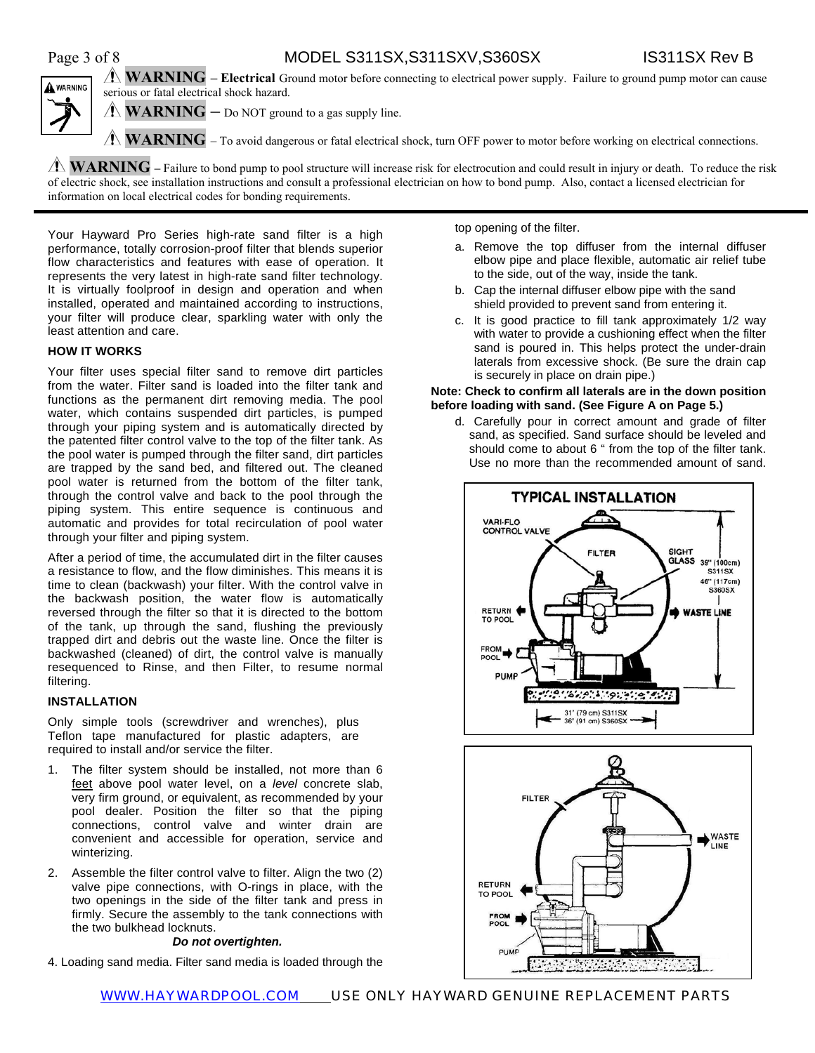⚠ **WARNING** – **Electrical** Ground motor before connecting to electrical power supply. Failure to ground pump motor can cause serious or fatal electrical shock hazard.

⚠ **WARNING** – Do NOT ground to a gas supply line.

⚠ **WARNING** – To avoid dangerous or fatal electrical shock, turn OFF power to motor before working on electrical connections.

⚠ **WARNING** – Failure to bond pump to pool structure will increase risk for electrocution and could result in injury or death. To reduce the risk of electric shock, see installation instructions and consult a professional electrician on how to bond pump. Also, contact a licensed electrician for information on local electrical codes for bonding requirements.

---

Your Hayward Pro Series high-rate sand filter is a high performance, totally corrosion-proof filter that blends superior flow characteristics and features with ease of operation. It represents the very latest in high-rate sand filter technology. It is virtually foolproof in design and operation and when installed, operated and maintained according to instructions, your filter will produce clear, sparkling water with only the least attention and care.

### HOW IT WORKS

Your filter uses special filter sand to remove dirt particles from the water. Filter sand is loaded into the filter tank and functions as the permanent dirt removing media. The pool water, which contains suspended dirt particles, is pumped through your piping system and is automatically directed by the patented filter control valve to the top of the filter tank. As the pool water is pumped through the filter sand, dirt particles are trapped by the sand bed, and filtered out. The cleaned pool water is returned from the bottom of the filter tank, through the control valve and back to the pool through the piping system. This entire sequence is continuous and automatic and provides for total recirculation of pool water through your filter and piping system.

After a period of time, the accumulated dirt in the filter causes a resistance to flow, and the flow diminishes. This means it is time to clean (backwash) your filter. With the control valve in the backwash position, the water flow is automatically reversed through the filter so that it is directed to the bottom of the tank, up through the sand, flushing the previously trapped dirt and debris out the waste line. Once the filter is backwashed (cleaned) of dirt, the control valve is manually resequenced to Rinse, and then Filter, to resume normal filtering.

### INSTALLATION

Only simple tools (screwdriver and wrenches), plus Teflon tape manufactured for plastic adapters, are required to install and/or service the filter.

1. The filter system should be installed, not more than 6 feet above pool water level, on a *level* concrete slab, very firm ground, or equivalent, as recommended by your pool dealer. Position the filter so that the piping connections, control valve and winter drain are convenient and accessible for operation, service and winterizing.
2. Assemble the filter control valve to filter. Align the two (2) valve pipe connections, with O-rings in place, with the two openings in the side of the filter tank and press in firmly. Secure the assembly to the tank connections with the two bulkhead locknuts.

   ***Do not overtighten.***

4. Loading sand media. Filter sand media is loaded through the top opening of the filter.
   a. Remove the top diffuser from the internal diffuser elbow pipe and place flexible, automatic air relief tube to the side, out of the way, inside the tank.
   b. Cap the internal diffuser elbow pipe with the sand shield provided to prevent sand from entering it.
   c. It is good practice to fill tank approximately 1/2 way with water to provide a cushioning effect when the filter sand is poured in. This helps protect the under-drain laterals from excessive shock. (Be sure the drain cap is securely in place on drain pipe.)

**Note: Check to confirm all laterals are in the down position before loading with sand. (See Figure A on Page 5.)**

   d. Carefully pour in correct amount and grade of filter sand, as specified. Sand surface should be leveled and should come to about 6 " from the top of the filter tank. Use no more than the recommended amount of sand.

**TYPICAL INSTALLATION**

VARI-FLO CONTROL VALVE, FILTER, SIGHT GLASS, RETURN TO POOL, WASTE LINE, FROM POOL, PUMP

39" (100cm) S311SX
46" (117cm) S360SX

31" (79 cm) S311SX
36" (91 cm) S360SX

FILTER, WASTE LINE, RETURN TO POOL, FROM POOL, PUMP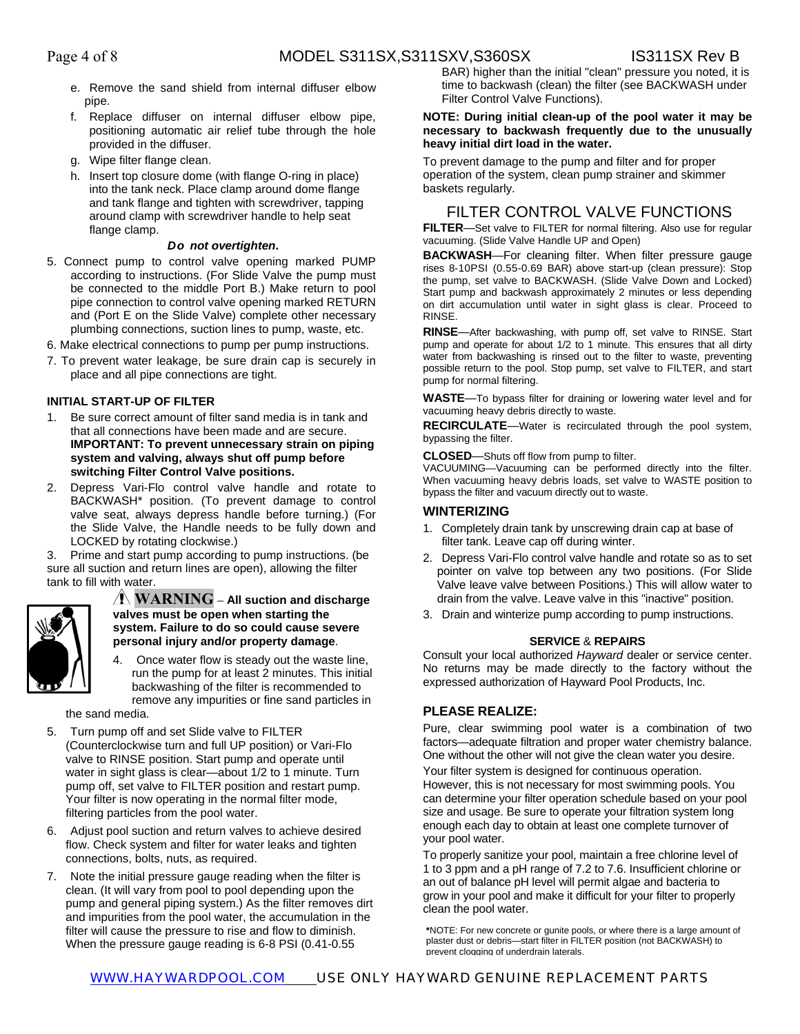e. Remove the sand shield from internal diffuser elbow pipe.

f. Replace diffuser on internal diffuser elbow pipe, positioning automatic air relief tube through the hole provided in the diffuser.

g. Wipe filter flange clean.

h. Insert top closure dome (with flange O-ring in place) into the tank neck. Place clamp around dome flange and tank flange and tighten with screwdriver, tapping around clamp with screwdriver handle to help seat flange clamp.

***Do not overtighten.***

5. Connect pump to control valve opening marked PUMP according to instructions. (For Slide Valve the pump must be connected to the middle Port B.) Make return to pool pipe connection to control valve opening marked RETURN and (Port E on the Slide Valve) complete other necessary plumbing connections, suction lines to pump, waste, etc.

6. Make electrical connections to pump per pump instructions.

7. To prevent water leakage, be sure drain cap is securely in place and all pipe connections are tight.

### INITIAL START-UP OF FILTER

1. Be sure correct amount of filter sand media is in tank and that all connections have been made and are secure. **IMPORTANT: To prevent unnecessary strain on piping system and valving, always shut off pump before switching Filter Control Valve positions.**

2. Depress Vari-Flo control valve handle and rotate to BACKWASH* position. (To prevent damage to control valve seat, always depress handle before turning.) (For the Slide Valve, the Handle needs to be fully down and LOCKED by rotating clockwise.)

3. Prime and start pump according to pump instructions. (be sure all suction and return lines are open), allowing the filter tank to fill with water.

**⚠ WARNING – All suction and discharge valves must be open when starting the system. Failure to do so could cause severe personal injury and/or property damage.**

4. Once water flow is steady out the waste line, run the pump for at least 2 minutes. This initial backwashing of the filter is recommended to remove any impurities or fine sand particles in the sand media.

5. Turn pump off and set Slide valve to FILTER (Counterclockwise turn and full UP position) or Vari-Flo valve to RINSE position. Start pump and operate until water in sight glass is clear—about 1/2 to 1 minute. Turn pump off, set valve to FILTER position and restart pump. Your filter is now operating in the normal filter mode, filtering particles from the pool water.

6. Adjust pool suction and return valves to achieve desired flow. Check system and filter for water leaks and tighten connections, bolts, nuts, as required.

7. Note the initial pressure gauge reading when the filter is clean. (It will vary from pool to pool depending upon the pump and general piping system.) As the filter removes dirt and impurities from the pool water, the accumulation in the filter will cause the pressure to rise and flow to diminish. When the pressure gauge reading is 6-8 PSI (0.41-0.55 BAR) higher than the initial "clean" pressure you noted, it is time to backwash (clean) the filter (see BACKWASH under Filter Control Valve Functions).

**NOTE: During initial clean-up of the pool water it may be necessary to backwash frequently due to the unusually heavy initial dirt load in the water.**

To prevent damage to the pump and filter and for proper operation of the system, clean pump strainer and skimmer baskets regularly.

## FILTER CONTROL VALVE FUNCTIONS

**FILTER**—Set valve to FILTER for normal filtering. Also use for regular vacuuming. (Slide Valve Handle UP and Open)

**BACKWASH**—For cleaning filter. When filter pressure gauge rises 8-10PSI (0.55-0.69 BAR) above start-up (clean pressure): Stop the pump, set valve to BACKWASH. (Slide Valve Down and Locked) Start pump and backwash approximately 2 minutes or less depending on dirt accumulation until water in sight glass is clear. Proceed to RINSE.

**RINSE**—After backwashing, with pump off, set valve to RINSE. Start pump and operate for about 1/2 to 1 minute. This ensures that all dirty water from backwashing is rinsed out to the filter to waste, preventing possible return to the pool. Stop pump, set valve to FILTER, and start pump for normal filtering.

**WASTE**—To bypass filter for draining or lowering water level and for vacuuming heavy debris directly to waste.

**RECIRCULATE**—Water is recirculated through the pool system, bypassing the filter.

**CLOSED**—Shuts off flow from pump to filter.

VACUUMING—Vacuuming can be performed directly into the filter. When vacuuming heavy debris loads, set valve to WASTE position to bypass the filter and vacuum directly out to waste.

### WINTERIZING

1. Completely drain tank by unscrewing drain cap at base of filter tank. Leave cap off during winter.

2. Depress Vari-Flo control valve handle and rotate so as to set pointer on valve top between any two positions. (For Slide Valve leave valve between Positions.) This will allow water to drain from the valve. Leave valve in this "inactive" position.

3. Drain and winterize pump according to pump instructions.

### SERVICE & REPAIRS

Consult your local authorized *Hayward* dealer or service center. No returns may be made directly to the factory without the expressed authorization of Hayward Pool Products, Inc.

### PLEASE REALIZE:

Pure, clear swimming pool water is a combination of two factors—adequate filtration and proper water chemistry balance. One without the other will not give the clean water you desire.

Your filter system is designed for continuous operation. However, this is not necessary for most swimming pools. You can determine your filter operation schedule based on your pool size and usage. Be sure to operate your filtration system long enough each day to obtain at least one complete turnover of your pool water.

To properly sanitize your pool, maintain a free chlorine level of 1 to 3 ppm and a pH range of 7.2 to 7.6. Insufficient chlorine or an out of balance pH level will permit algae and bacteria to grow in your pool and make it difficult for your filter to properly clean the pool water.

*NOTE: For new concrete or gunite pools, or where there is a large amount of plaster dust or debris—start filter in FILTER position (not BACKWASH) to prevent clogging of underdrain laterals.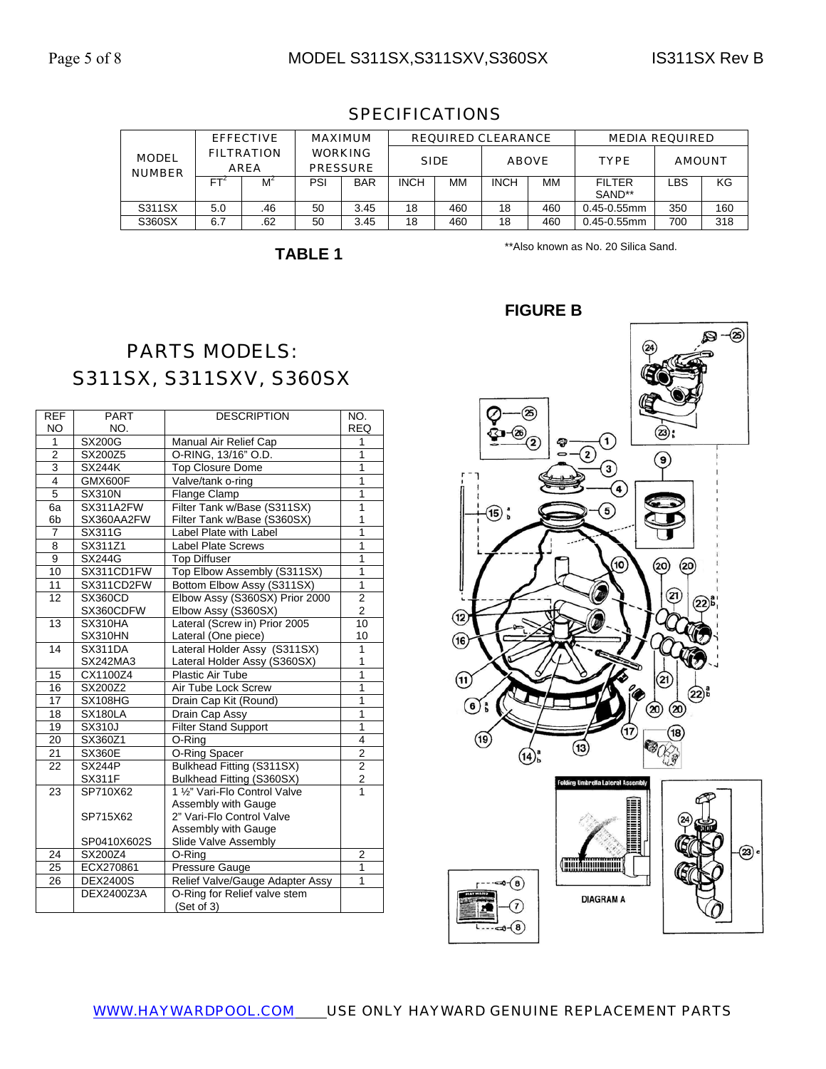## SPECIFICATIONS

| MODEL NUMBER | EFFECTIVE FILTRATION AREA | | MAXIMUM WORKING PRESSURE | | REQUIRED CLEARANCE | | | | MEDIA REQUIRED | | |
|---|---|---|---|---|---|---|---|---|---|---|---|
| | | | | | SIDE | | ABOVE | | TYPE | AMOUNT | |
| | $FT^2$ | $M^2$ | PSI | BAR | INCH | MM | INCH | MM | FILTER SAND** | LBS | KG |
| S311SX | 5.0 | .46 | 50 | 3.45 | 18 | 460 | 18 | 460 | 0.45-0.55mm | 350 | 160 |
| S360SX | 6.7 | .62 | 50 | 3.45 | 18 | 460 | 18 | 460 | 0.45-0.55mm | 700 | 318 |

**TABLE 1**

**Also known as No. 20 Silica Sand.

**FIGURE B**

## PARTS MODELS: S311SX, S311SXV, S360SX

| REF NO | PART NO. | DESCRIPTION | NO. REQ |
|---|---|---|---|
| 1 | SX200G | Manual Air Relief Cap | 1 |
| 2 | SX200Z5 | O-RING, 13/16" O.D. | 1 |
| 3 | SX244K | Top Closure Dome | 1 |
| 4 | GMX600F | Valve/tank o-ring | 1 |
| 5 | SX310N | Flange Clamp | 1 |
| 6a | SX311A2FW | Filter Tank w/Base (S311SX) | 1 |
| 6b | SX360AA2FW | Filter Tank w/Base (S360SX) | 1 |
| 7 | SX311G | Label Plate with Label | 1 |
| 8 | SX311Z1 | Label Plate Screws | 1 |
| 9 | SX244G | Top Diffuser | 1 |
| 10 | SX311CD1FW | Top Elbow Assembly (S311SX) | 1 |
| 11 | SX311CD2FW | Bottom Elbow Assy (S311SX) | 1 |
| 12 | SX360CD | Elbow Assy (S360SX) Prior 2000 | 2 |
| | SX360CDFW | Elbow Assy (S360SX) | 2 |
| 13 | SX310HA | Lateral (Screw in) Prior 2005 | 10 |
| | SX310HN | Lateral (One piece) | 10 |
| 14 | SX311DA | Lateral Holder Assy (S311SX) | 1 |
| | SX242MA3 | Lateral Holder Assy (S360SX) | 1 |
| 15 | CX1100Z4 | Plastic Air Tube | 1 |
| 16 | SX200Z2 | Air Tube Lock Screw | 1 |
| 17 | SX108HG | Drain Cap Kit (Round) | 1 |
| 18 | SX180LA | Drain Cap Assy | 1 |
| 19 | SX310J | Filter Stand Support | 1 |
| 20 | SX360Z1 | O-Ring | 4 |
| 21 | SX360E | O-Ring Spacer | 2 |
| 22 | SX244P | Bulkhead Fitting (S311SX) | 2 |
| | SX311F | Bulkhead Fitting (S360SX) | 2 |
| 23 | SP710X62 | 1 ½" Vari-Flo Control Valve Assembly with Gauge | 1 |
| | SP715X62 | 2" Vari-Flo Control Valve Assembly with Gauge | |
| | SP0410X602S | Slide Valve Assembly | |
| 24 | SX200Z4 | O-Ring | 2 |
| 25 | ECX270861 | Pressure Gauge | 1 |
| 26 | DEX2400S | Relief Valve/Gauge Adapter Assy | 1 |
| | DEX2400Z3A | O-Ring for Relief valve stem (Set of 3) | |

Folding Umbrella Lateral Assembly

DIAGRAM A

WWW.HAYWARDPOOL.COM USE ONLY HAYWARD GENUINE REPLACEMENT PARTS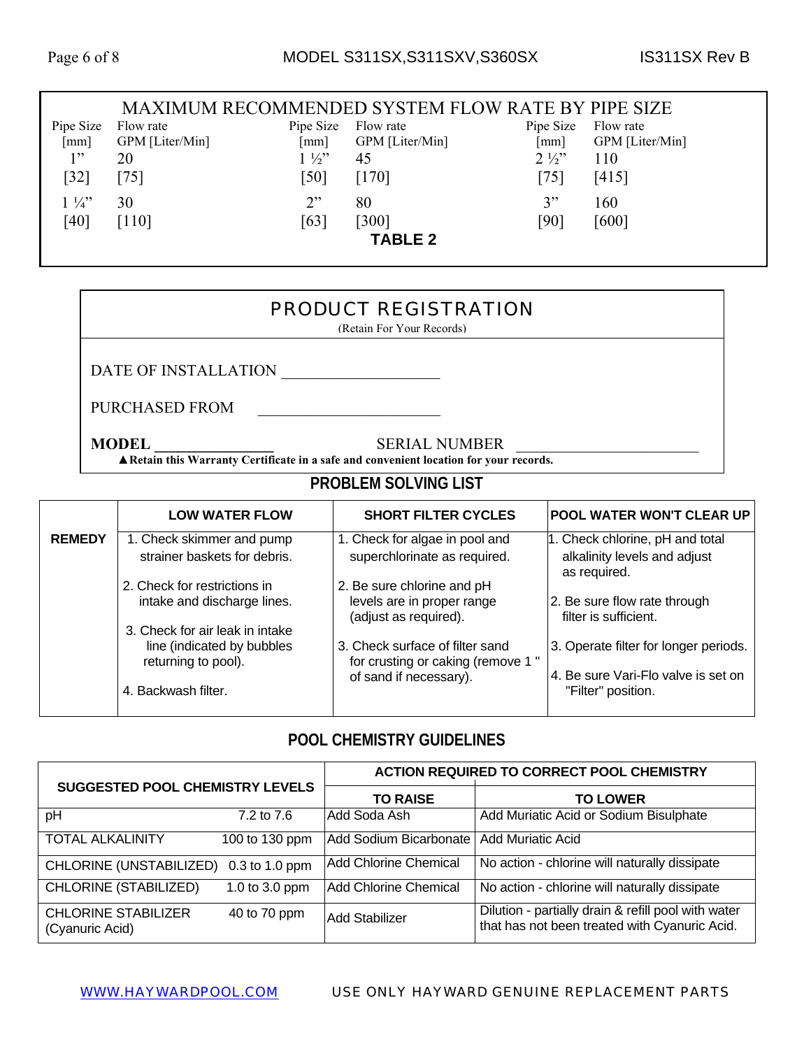## MAXIMUM RECOMMENDED SYSTEM FLOW RATE BY PIPE SIZE

| Pipe Size [mm] | Flow rate GPM [Liter/Min] | Pipe Size [mm] | Flow rate GPM [Liter/Min] | Pipe Size [mm] | Flow rate GPM [Liter/Min] |
|---|---|---|---|---|---|
| 1" [32] | 20 [75] | 1 ½" [50] | 45 [170] | 2 ½" [75] | 110 [415] |
| 1 ¼" [40] | 30 [110] | 2" [63] | 80 [300] | 3" [90] | 160 [600] |

**TABLE 2**

## PRODUCT REGISTRATION

(Retain For Your Records)

DATE OF INSTALLATION ____________________

PURCHASED FROM ____________________

**MODEL** ______________ SERIAL NUMBER ____________________

▲**Retain this Warranty Certificate in a safe and convenient location for your records.**

## PROBLEM SOLVING LIST

| | LOW WATER FLOW | SHORT FILTER CYCLES | POOL WATER WON'T CLEAR UP |
|---|---|---|---|
| **REMEDY** | 1. Check skimmer and pump strainer baskets for debris.<br>2. Check for restrictions in intake and discharge lines.<br>3. Check for air leak in intake line (indicated by bubbles returning to pool).<br>4. Backwash filter. | 1. Check for algae in pool and superchlorinate as required.<br>2. Be sure chlorine and pH levels are in proper range (adjust as required).<br>3. Check surface of filter sand for crusting or caking (remove 1 " of sand if necessary). | 1. Check chlorine, pH and total alkalinity levels and adjust as required.<br>2. Be sure flow rate through filter is sufficient.<br>3. Operate filter for longer periods.<br>4. Be sure Vari-Flo valve is set on "Filter" position. |

## POOL CHEMISTRY GUIDELINES

| SUGGESTED POOL CHEMISTRY LEVELS | | ACTION REQUIRED TO CORRECT POOL CHEMISTRY | |
|---|---|---|---|
| | | **TO RAISE** | **TO LOWER** |
| pH | 7.2 to 7.6 | Add Soda Ash | Add Muriatic Acid or Sodium Bisulphate |
| TOTAL ALKALINITY | 100 to 130 ppm | Add Sodium Bicarbonate | Add Muriatic Acid |
| CHLORINE (UNSTABILIZED) | 0.3 to 1.0 ppm | Add Chlorine Chemical | No action - chlorine will naturally dissipate |
| CHLORINE (STABILIZED) | 1.0 to 3.0 ppm | Add Chlorine Chemical | No action - chlorine will naturally dissipate |
| CHLORINE STABILIZER (Cyanuric Acid) | 40 to 70 ppm | Add Stabilizer | Dilution - partially drain & refill pool with water that has not been treated with Cyanuric Acid. |

WWW.HAYWARDPOOL.COM USE ONLY HAYWARD GENUINE REPLACEMENT PARTS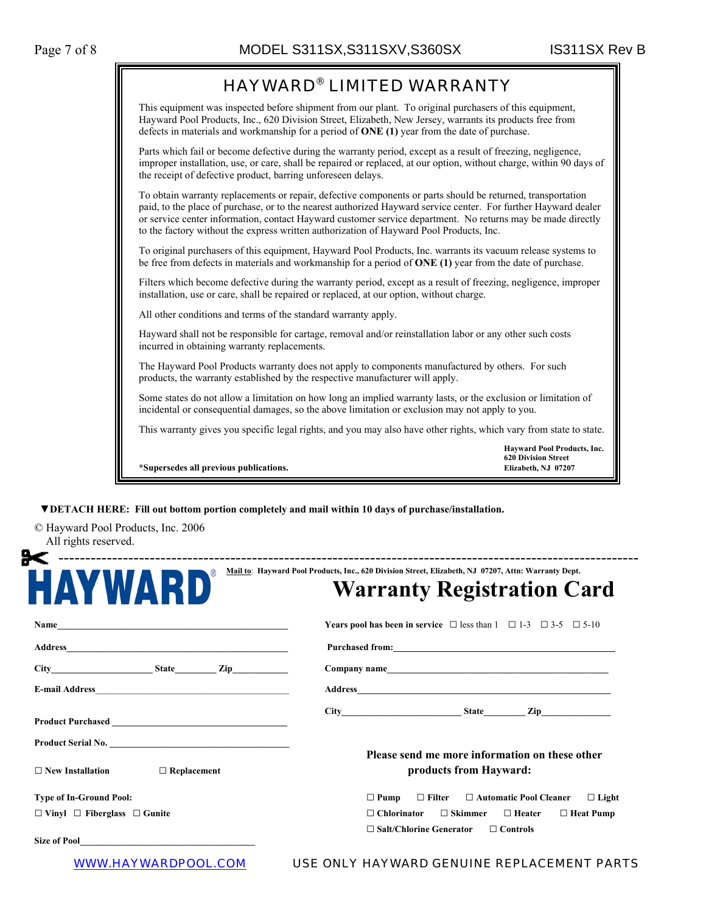# HAYWARD® LIMITED WARRANTY

This equipment was inspected before shipment from our plant. To original purchasers of this equipment, Hayward Pool Products, Inc., 620 Division Street, Elizabeth, New Jersey, warrants its products free from defects in materials and workmanship for a period of **ONE (1)** year from the date of purchase.

Parts which fail or become defective during the warranty period, except as a result of freezing, negligence, improper installation, use, or care, shall be repaired or replaced, at our option, without charge, within 90 days of the receipt of defective product, barring unforeseen delays.

To obtain warranty replacements or repair, defective components or parts should be returned, transportation paid, to the place of purchase, or to the nearest authorized Hayward service center. For further Hayward dealer or service center information, contact Hayward customer service department. No returns may be made directly to the factory without the express written authorization of Hayward Pool Products, Inc.

To original purchasers of this equipment, Hayward Pool Products, Inc. warrants its vacuum release systems to be free from defects in materials and workmanship for a period of **ONE (1)** year from the date of purchase.

Filters which become defective during the warranty period, except as a result of freezing, negligence, improper installation, use or care, shall be repaired or replaced, at our option, without charge.

All other conditions and terms of the standard warranty apply.

Hayward shall not be responsible for cartage, removal and/or reinstallation labor or any other such costs incurred in obtaining warranty replacements.

The Hayward Pool Products warranty does not apply to components manufactured by others. For such products, the warranty established by the respective manufacturer will apply.

Some states do not allow a limitation on how long an implied warranty lasts, or the exclusion or limitation of incidental or consequential damages, so the above limitation or exclusion may not apply to you.

This warranty gives you specific legal rights, and you may also have other rights, which vary from state to state.

**Hayward Pool Products, Inc.**
**620 Division Street**
**Elizabeth, NJ 07207**

**\*Supersedes all previous publications.**

**▼DETACH HERE: Fill out bottom portion completely and mail within 10 days of purchase/installation.**

© Hayward Pool Products, Inc. 2006
All rights reserved.

---

**HAYWARD®**

**Mail to:** **Hayward Pool Products, Inc., 620 Division Street, Elizabeth, NJ 07207, Attn: Warranty Dept.**

# Warranty Registration Card

**Name**\_\_\_\_\_\_\_\_\_\_\_\_\_\_\_\_\_\_\_\_\_\_\_\_\_\_\_\_\_\_\_\_\_\_\_\_\_\_\_\_

**Address**\_\_\_\_\_\_\_\_\_\_\_\_\_\_\_\_\_\_\_\_\_\_\_\_\_\_\_\_\_\_\_\_\_\_\_\_\_\_\_\_

**City**\_\_\_\_\_\_\_\_\_\_\_\_\_\_\_\_ **State**\_\_\_\_\_\_\_ **Zip**\_\_\_\_\_\_\_\_\_\_

**E-mail Address**\_\_\_\_\_\_\_\_\_\_\_\_\_\_\_\_\_\_\_\_\_\_\_\_\_\_\_\_\_\_\_\_\_\_

**Product Purchased** \_\_\_\_\_\_\_\_\_\_\_\_\_\_\_\_\_\_\_\_\_\_\_\_\_\_\_\_\_\_\_\_

**Product Serial No.** \_\_\_\_\_\_\_\_\_\_\_\_\_\_\_\_\_\_\_\_\_\_\_\_\_\_\_\_\_\_\_\_

☐ **New Installation** ☐ **Replacement**

**Type of In-Ground Pool:**

☐ **Vinyl** ☐ **Fiberglass** ☐ **Gunite**

**Size of Pool**\_\_\_\_\_\_\_\_\_\_\_\_\_\_\_\_\_\_\_\_\_\_\_\_\_\_\_\_\_\_\_\_

**Years pool has been in service** ☐ less than 1 ☐ 1-3 ☐ 3-5 ☐ 5-10

**Purchased from:**\_\_\_\_\_\_\_\_\_\_\_\_\_\_\_\_\_\_\_\_\_\_\_\_\_\_\_\_\_\_\_\_\_\_\_\_\_\_

**Company name**\_\_\_\_\_\_\_\_\_\_\_\_\_\_\_\_\_\_\_\_\_\_\_\_\_\_\_\_\_\_\_\_\_\_\_\_\_\_

**Address**\_\_\_\_\_\_\_\_\_\_\_\_\_\_\_\_\_\_\_\_\_\_\_\_\_\_\_\_\_\_\_\_\_\_\_\_\_\_\_\_\_\_

**City**\_\_\_\_\_\_\_\_\_\_\_\_\_\_\_\_\_\_\_\_ **State**\_\_\_\_\_\_\_ **Zip**\_\_\_\_\_\_\_\_\_\_\_\_

**Please send me more information on these other products from Hayward:**

☐ **Pump** ☐ **Filter** ☐ **Automatic Pool Cleaner** ☐ **Light**
☐ **Chlorinator** ☐ **Skimmer** ☐ **Heater** ☐ **Heat Pump**
☐ **Salt/Chlorine Generator** ☐ **Controls**

WWW.HAYWARDPOOL.COM USE ONLY HAYWARD GENUINE REPLACEMENT PARTS